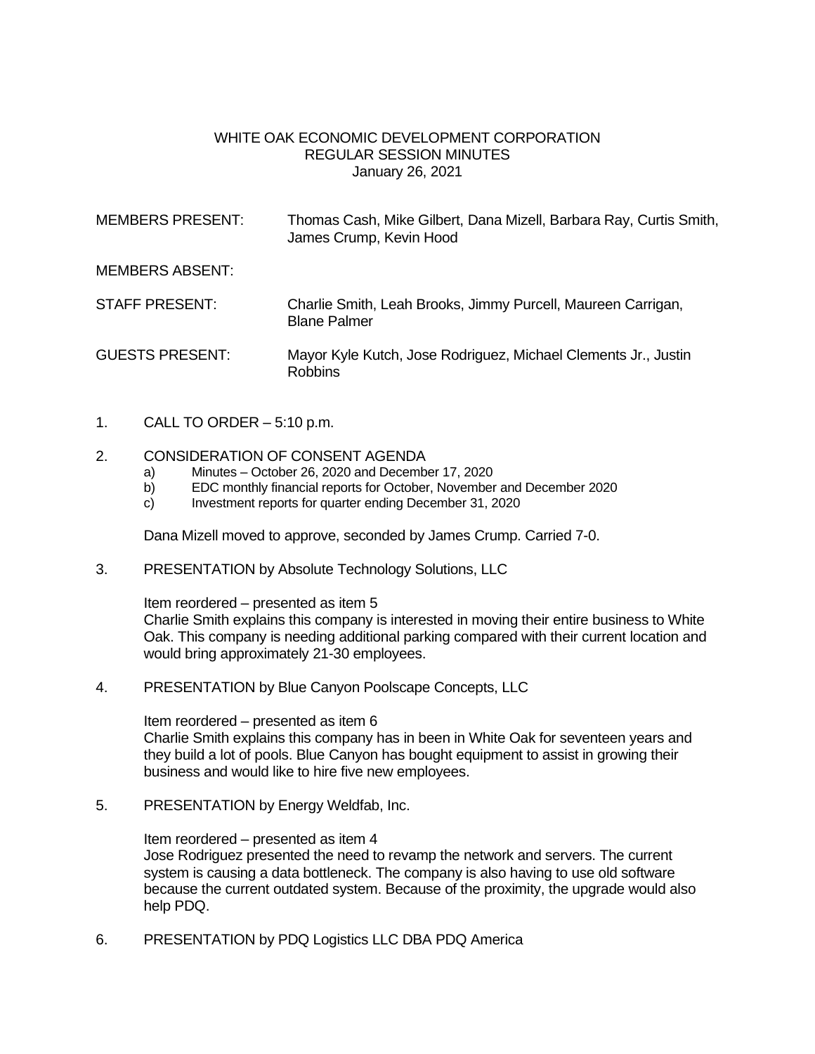# WHITE OAK ECONOMIC DEVELOPMENT CORPORATION
## REGULAR SESSION MINUTES
January 26, 2021

MEMBERS PRESENT: Thomas Cash, Mike Gilbert, Dana Mizell, Barbara Ray, Curtis Smith, James Crump, Kevin Hood

MEMBERS ABSENT:

STAFF PRESENT: Charlie Smith, Leah Brooks, Jimmy Purcell, Maureen Carrigan, Blane Palmer

GUESTS PRESENT: Mayor Kyle Kutch, Jose Rodriguez, Michael Clements Jr., Justin Robbins

1. CALL TO ORDER – 5:10 p.m.

2. CONSIDERATION OF CONSENT AGENDA
   a) Minutes – October 26, 2020 and December 17, 2020
   b) EDC monthly financial reports for October, November and December 2020
   c) Investment reports for quarter ending December 31, 2020

   Dana Mizell moved to approve, seconded by James Crump. Carried 7-0.

3. PRESENTATION by Absolute Technology Solutions, LLC

   Item reordered – presented as item 5
   Charlie Smith explains this company is interested in moving their entire business to White Oak. This company is needing additional parking compared with their current location and would bring approximately 21-30 employees.

4. PRESENTATION by Blue Canyon Poolscape Concepts, LLC

   Item reordered – presented as item 6
   Charlie Smith explains this company has in been in White Oak for seventeen years and they build a lot of pools. Blue Canyon has bought equipment to assist in growing their business and would like to hire five new employees.

5. PRESENTATION by Energy Weldfab, Inc.

   Item reordered – presented as item 4
   Jose Rodriguez presented the need to revamp the network and servers. The current system is causing a data bottleneck. The company is also having to use old software because the current outdated system. Because of the proximity, the upgrade would also help PDQ.

6. PRESENTATION by PDQ Logistics LLC DBA PDQ America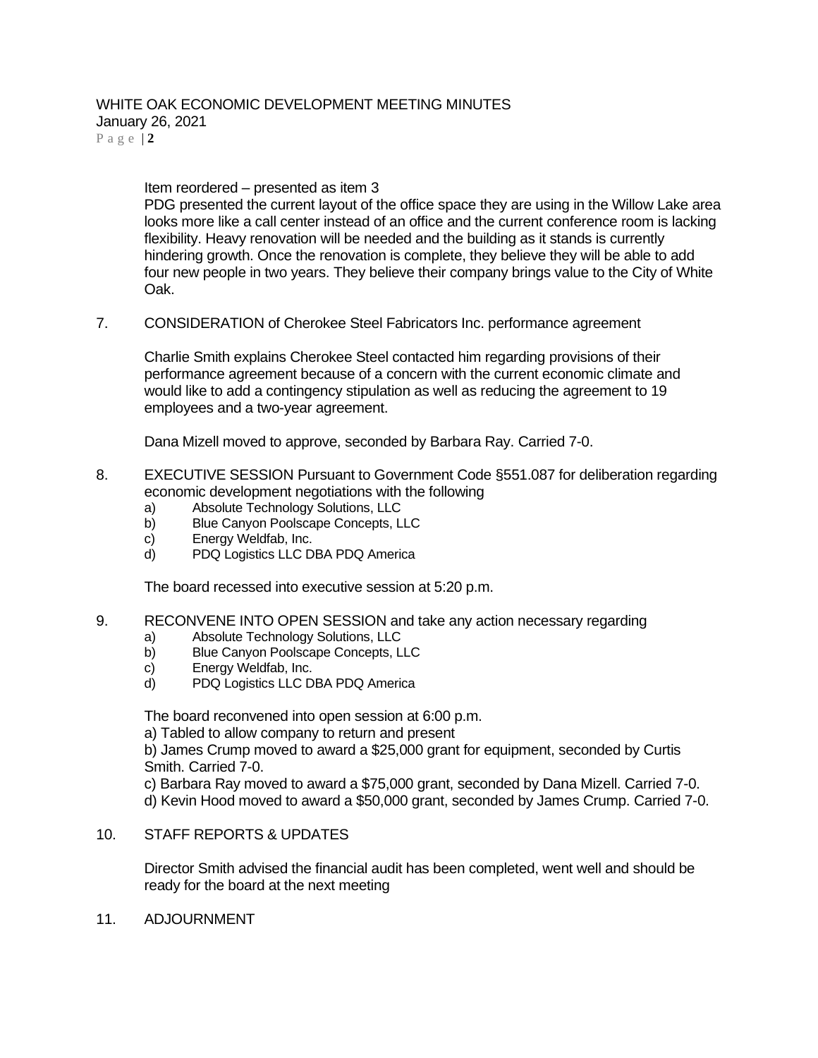Item reordered – presented as item 3

PDG presented the current layout of the office space they are using in the Willow Lake area looks more like a call center instead of an office and the current conference room is lacking flexibility. Heavy renovation will be needed and the building as it stands is currently hindering growth. Once the renovation is complete, they believe they will be able to add four new people in two years. They believe their company brings value to the City of White Oak.

7. CONSIDERATION of Cherokee Steel Fabricators Inc. performance agreement

   Charlie Smith explains Cherokee Steel contacted him regarding provisions of their performance agreement because of a concern with the current economic climate and would like to add a contingency stipulation as well as reducing the agreement to 19 employees and a two-year agreement.

   Dana Mizell moved to approve, seconded by Barbara Ray. Carried 7-0.

8. EXECUTIVE SESSION Pursuant to Government Code §551.087 for deliberation regarding economic development negotiations with the following
   a) Absolute Technology Solutions, LLC
   b) Blue Canyon Poolscape Concepts, LLC
   c) Energy Weldfab, Inc.
   d) PDQ Logistics LLC DBA PDQ America

   The board recessed into executive session at 5:20 p.m.

9. RECONVENE INTO OPEN SESSION and take any action necessary regarding
   a) Absolute Technology Solutions, LLC
   b) Blue Canyon Poolscape Concepts, LLC
   c) Energy Weldfab, Inc.
   d) PDQ Logistics LLC DBA PDQ America

   The board reconvened into open session at 6:00 p.m.
   a) Tabled to allow company to return and present
   b) James Crump moved to award a $25,000 grant for equipment, seconded by Curtis Smith. Carried 7-0.
   c) Barbara Ray moved to award a $75,000 grant, seconded by Dana Mizell. Carried 7-0.
   d) Kevin Hood moved to award a $50,000 grant, seconded by James Crump. Carried 7-0.

10. STAFF REPORTS & UPDATES

    Director Smith advised the financial audit has been completed, went well and should be ready for the board at the next meeting

11. ADJOURNMENT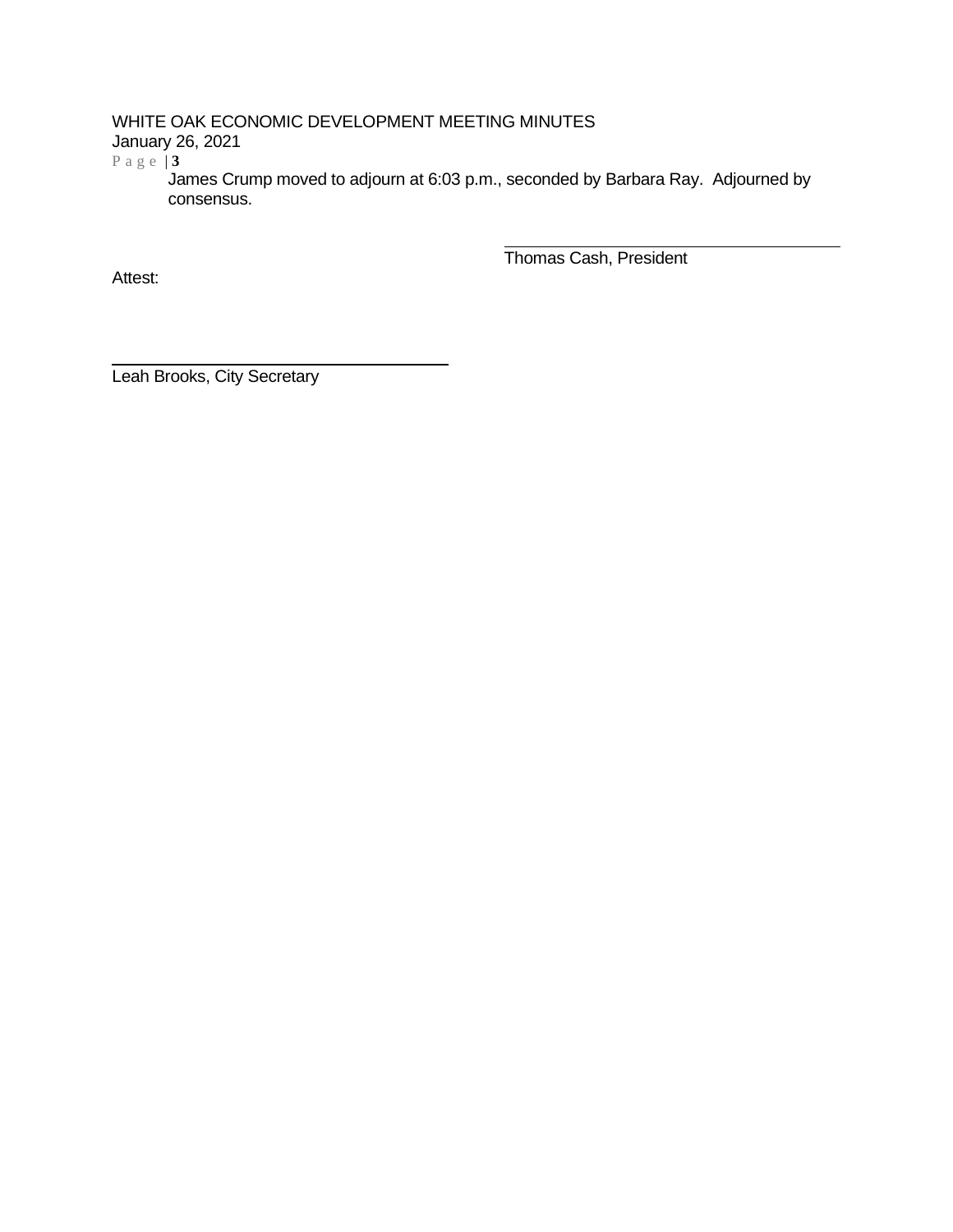James Crump moved to adjourn at 6:03 p.m., seconded by Barbara Ray. Adjourned by consensus.

Thomas Cash, President

Attest:

Leah Brooks, City Secretary